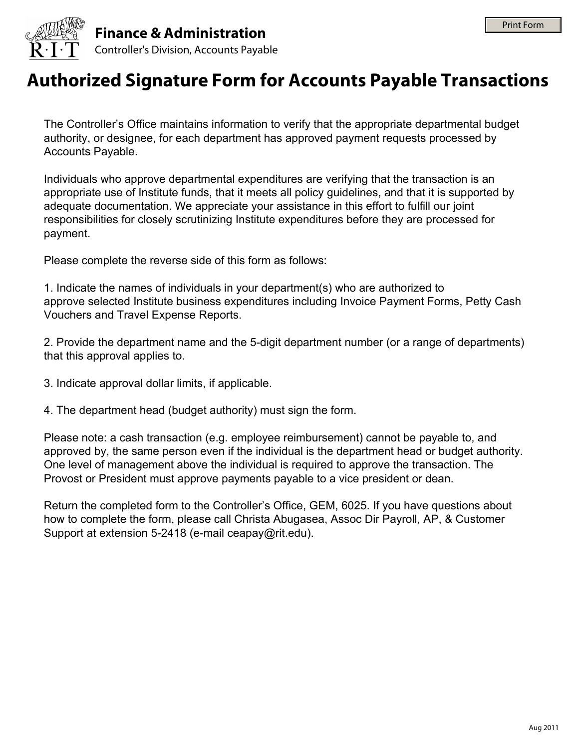**Finance & Administration**
Controller's Division, Accounts Payable

# Authorized Signature Form for Accounts Payable Transactions

The Controller's Office maintains information to verify that the appropriate departmental budget authority, or designee, for each department has approved payment requests processed by Accounts Payable.

Individuals who approve departmental expenditures are verifying that the transaction is an appropriate use of Institute funds, that it meets all policy guidelines, and that it is supported by adequate documentation. We appreciate your assistance in this effort to fulfill our joint responsibilities for closely scrutinizing Institute expenditures before they are processed for payment.

Please complete the reverse side of this form as follows:

1. Indicate the names of individuals in your department(s) who are authorized to approve selected Institute business expenditures including Invoice Payment Forms, Petty Cash Vouchers and Travel Expense Reports.

2. Provide the department name and the 5-digit department number (or a range of departments) that this approval applies to.

3. Indicate approval dollar limits, if applicable.

4. The department head (budget authority) must sign the form.

Please note: a cash transaction (e.g. employee reimbursement) cannot be payable to, and approved by, the same person even if the individual is the department head or budget authority. One level of management above the individual is required to approve the transaction. The Provost or President must approve payments payable to a vice president or dean.

Return the completed form to the Controller's Office, GEM, 6025. If you have questions about how to complete the form, please call Christa Abugasea, Assoc Dir Payroll, AP, & Customer Support at extension 5-2418 (e-mail ceapay@rit.edu).

Aug 2011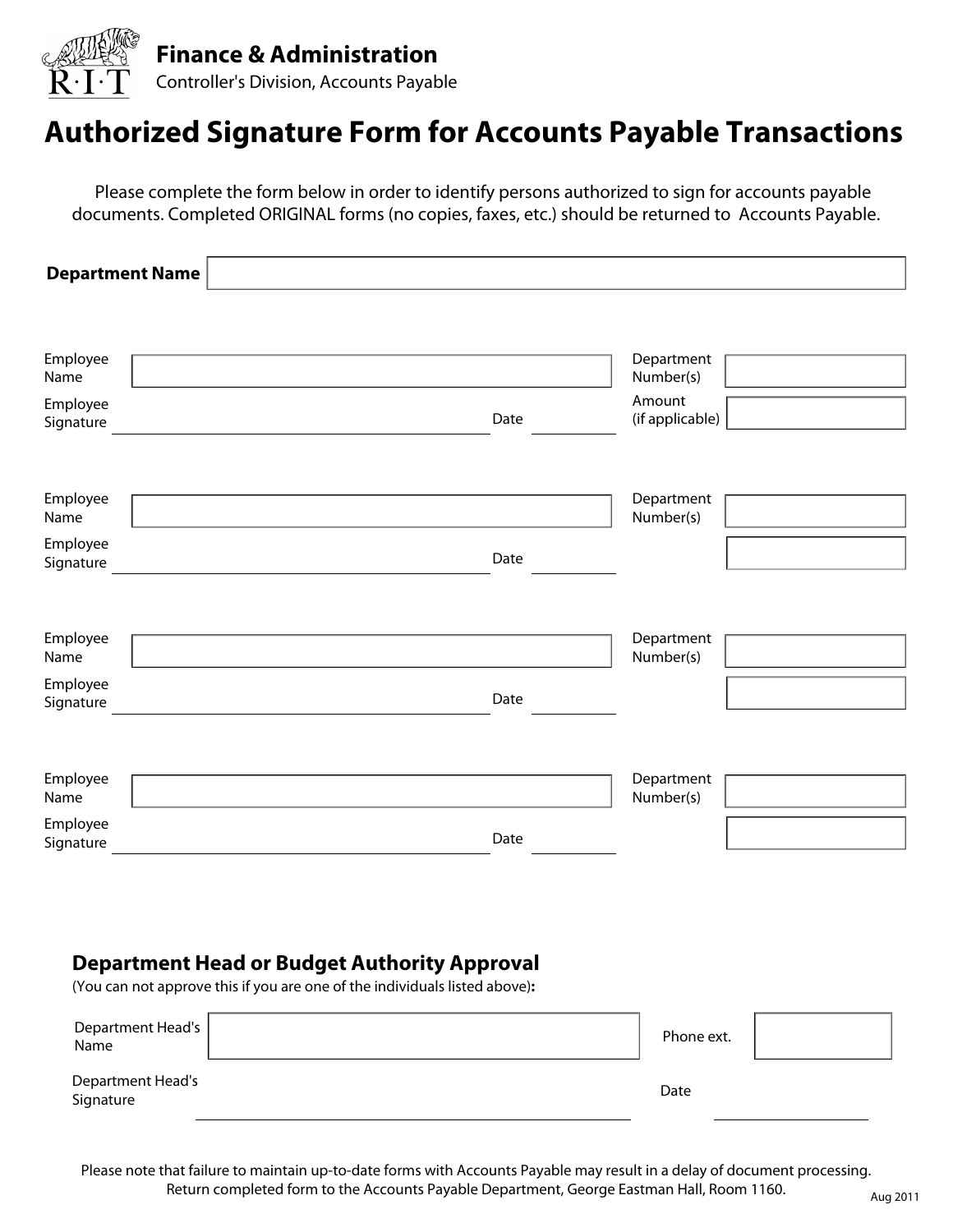Finance & Administration

Controller's Division, Accounts Payable

# Authorized Signature Form for Accounts Payable Transactions

Please complete the form below in order to identify persons authorized to sign for accounts payable documents. Completed ORIGINAL forms (no copies, faxes, etc.) should be returned to Accounts Payable.

**Department Name** ______________________________

Employee Name ______________________________ Department Number(s) __________

Employee Signature ______________________________ Date __________ Amount (if applicable) __________

Employee Name ______________________________ Department Number(s) __________

Employee Signature ______________________________ Date __________ __________

Employee Name ______________________________ Department Number(s) __________

Employee Signature ______________________________ Date __________ __________

Employee Name ______________________________ Department Number(s) __________

Employee Signature ______________________________ Date __________ __________

## Department Head or Budget Authority Approval

(You can not approve this if you are one of the individuals listed above)**:**

Department Head's Name ______________________________ Phone ext. __________

Department Head's Signature ______________________________ Date __________

Please note that failure to maintain up-to-date forms with Accounts Payable may result in a delay of document processing.
Return completed form to the Accounts Payable Department, George Eastman Hall, Room 1160.

Aug 2011